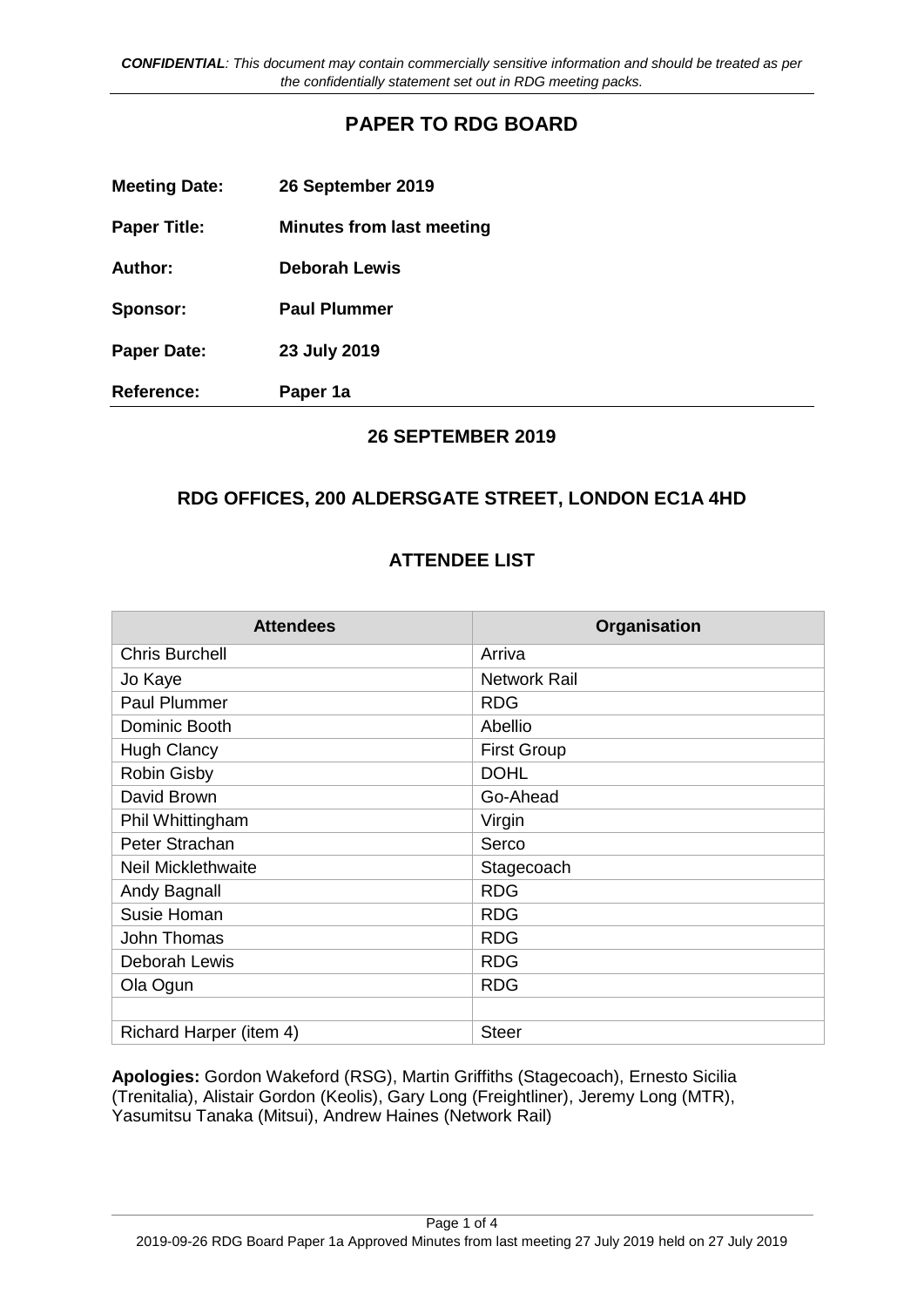*CONFIDENTIAL: This document may contain commercially sensitive information and should be treated as per the confidentially statement set out in RDG meeting packs.*

# PAPER TO RDG BOARD

| | |
|---|---|
| **Meeting Date:** | **26 September 2019** |
| **Paper Title:** | **Minutes from last meeting** |
| **Author:** | **Deborah Lewis** |
| **Sponsor:** | **Paul Plummer** |
| **Paper Date:** | **23 July 2019** |
| **Reference:** | **Paper 1a** |

## 26 SEPTEMBER 2019

## RDG OFFICES, 200 ALDERSGATE STREET, LONDON EC1A 4HD

## ATTENDEE LIST

| Attendees | Organisation |
|---|---|
| Chris Burchell | Arriva |
| Jo Kaye | Network Rail |
| Paul Plummer | RDG |
| Dominic Booth | Abellio |
| Hugh Clancy | First Group |
| Robin Gisby | DOHL |
| David Brown | Go-Ahead |
| Phil Whittingham | Virgin |
| Peter Strachan | Serco |
| Neil Micklethwaite | Stagecoach |
| Andy Bagnall | RDG |
| Susie Homan | RDG |
| John Thomas | RDG |
| Deborah Lewis | RDG |
| Ola Ogun | RDG |
| | |
| Richard Harper (item 4) | Steer |

**Apologies:** Gordon Wakeford (RSG), Martin Griffiths (Stagecoach), Ernesto Sicilia (Trenitalia), Alistair Gordon (Keolis), Gary Long (Freightliner), Jeremy Long (MTR), Yasumitsu Tanaka (Mitsui), Andrew Haines (Network Rail)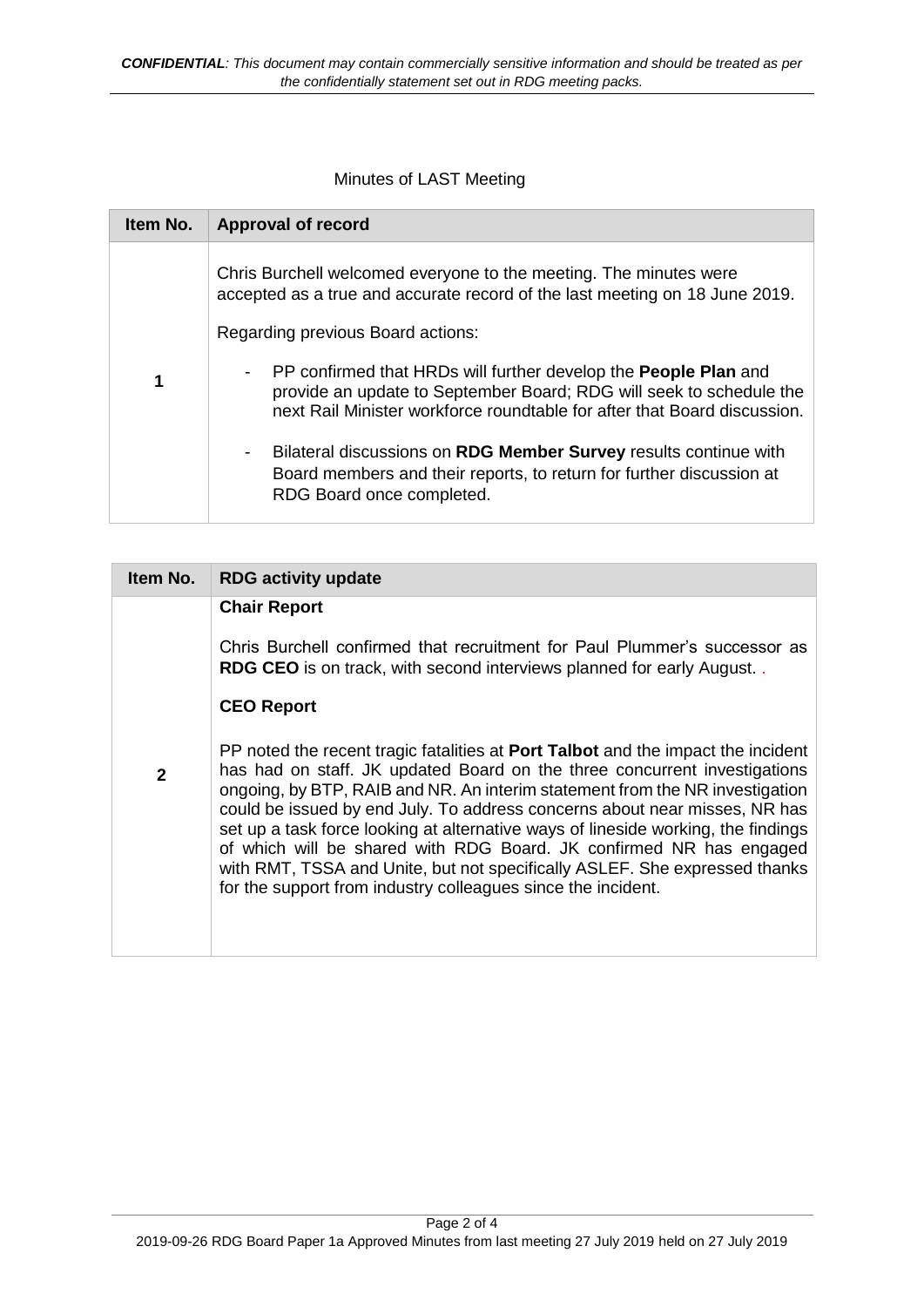Minutes of LAST Meeting

| Item No. | Approval of record |
| --- | --- |
| 1 | Chris Burchell welcomed everyone to the meeting. The minutes were accepted as a true and accurate record of the last meeting on 18 June 2019.<br><br>Regarding previous Board actions:<br><br>- PP confirmed that HRDs will further develop the **People Plan** and provide an update to September Board; RDG will seek to schedule the next Rail Minister workforce roundtable for after that Board discussion.<br>- Bilateral discussions on **RDG Member Survey** results continue with Board members and their reports, to return for further discussion at RDG Board once completed. |

| Item No. | RDG activity update |
| --- | --- |
| 2 | **Chair Report**<br><br>Chris Burchell confirmed that recruitment for Paul Plummer's successor as **RDG CEO** is on track, with second interviews planned for early August. .<br><br>**CEO Report**<br><br>PP noted the recent tragic fatalities at **Port Talbot** and the impact the incident has had on staff. JK updated Board on the three concurrent investigations ongoing, by BTP, RAIB and NR. An interim statement from the NR investigation could be issued by end July. To address concerns about near misses, NR has set up a task force looking at alternative ways of lineside working, the findings of which will be shared with RDG Board. JK confirmed NR has engaged with RMT, TSSA and Unite, but not specifically ASLEF. She expressed thanks for the support from industry colleagues since the incident. |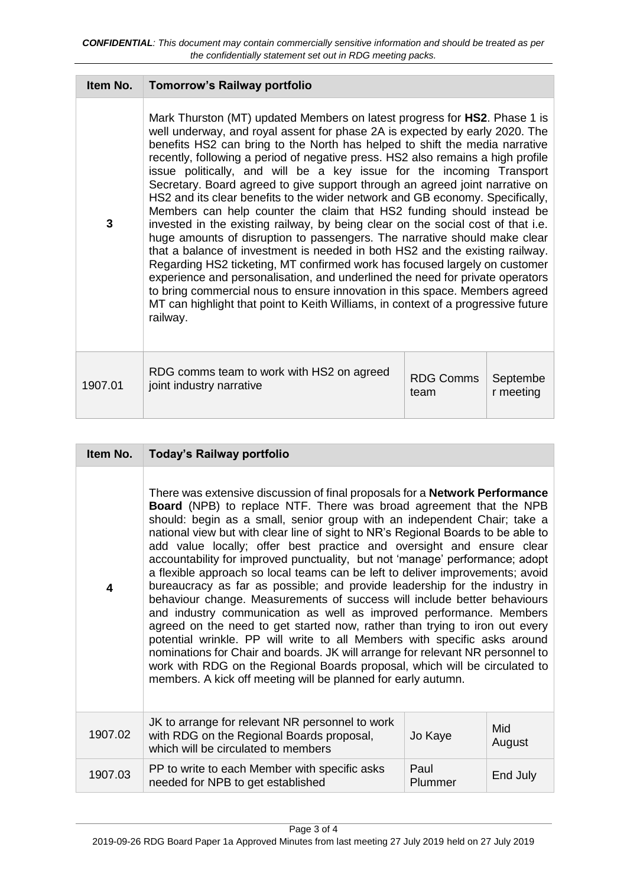| Item No. | Tomorrow's Railway portfolio | | |
|---|---|---|---|
| 3 | Mark Thurston (MT) updated Members on latest progress for **HS2**. Phase 1 is well underway, and royal assent for phase 2A is expected by early 2020. The benefits HS2 can bring to the North has helped to shift the media narrative recently, following a period of negative press. HS2 also remains a high profile issue politically, and will be a key issue for the incoming Transport Secretary. Board agreed to give support through an agreed joint narrative on HS2 and its clear benefits to the wider network and GB economy. Specifically, Members can help counter the claim that HS2 funding should instead be invested in the existing railway, by being clear on the social cost of that i.e. huge amounts of disruption to passengers. The narrative should make clear that a balance of investment is needed in both HS2 and the existing railway. Regarding HS2 ticketing, MT confirmed work has focused largely on customer experience and personalisation, and underlined the need for private operators to bring commercial nous to ensure innovation in this space. Members agreed MT can highlight that point to Keith Williams, in context of a progressive future railway. | | |
| 1907.01 | RDG comms team to work with HS2 on agreed joint industry narrative | RDG Comms team | September meeting |

| Item No. | Today's Railway portfolio | | |
|---|---|---|---|
| 4 | There was extensive discussion of final proposals for a **Network Performance Board** (NPB) to replace NTF. There was broad agreement that the NPB should: begin as a small, senior group with an independent Chair; take a national view but with clear line of sight to NR's Regional Boards to be able to add value locally; offer best practice and oversight and ensure clear accountability for improved punctuality, but not 'manage' performance; adopt a flexible approach so local teams can be left to deliver improvements; avoid bureaucracy as far as possible; and provide leadership for the industry in behaviour change. Measurements of success will include better behaviours and industry communication as well as improved performance. Members agreed on the need to get started now, rather than trying to iron out every potential wrinkle. PP will write to all Members with specific asks around nominations for Chair and boards. JK will arrange for relevant NR personnel to work with RDG on the Regional Boards proposal, which will be circulated to members. A kick off meeting will be planned for early autumn. | | |
| 1907.02 | JK to arrange for relevant NR personnel to work with RDG on the Regional Boards proposal, which will be circulated to members | Jo Kaye | Mid August |
| 1907.03 | PP to write to each Member with specific asks needed for NPB to get established | Paul Plummer | End July |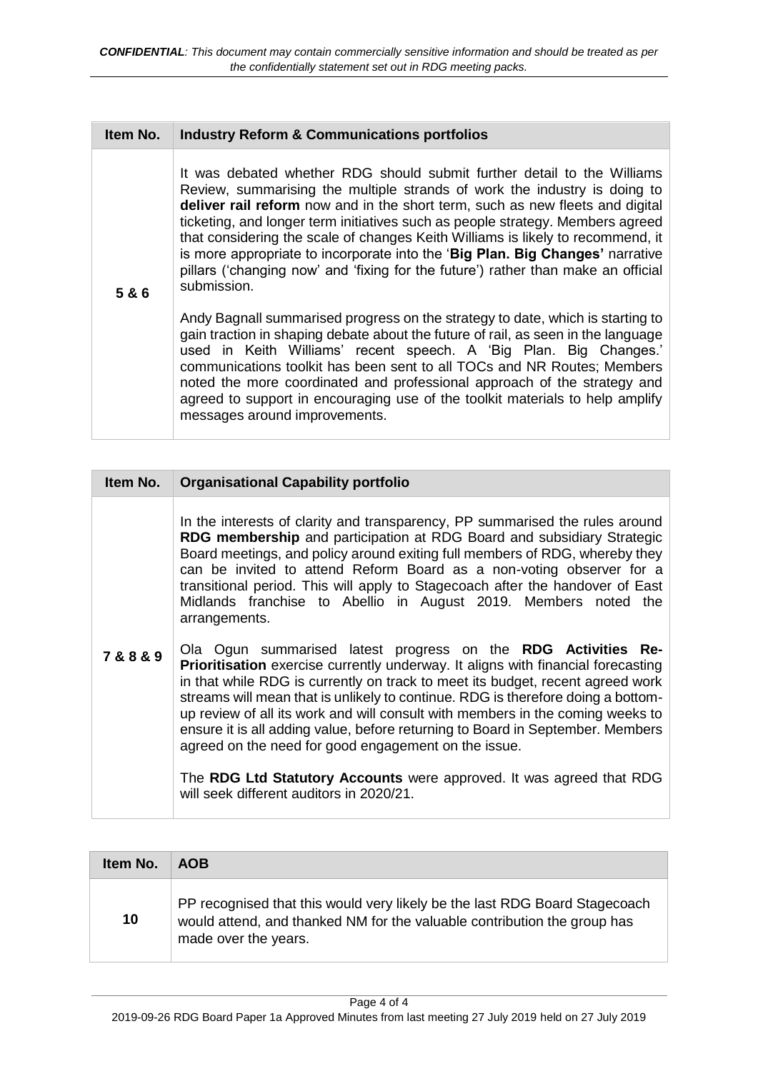| Item No. | Industry Reform & Communications portfolios |
|---|---|
| 5 & 6 | It was debated whether RDG should submit further detail to the Williams Review, summarising the multiple strands of work the industry is doing to **deliver rail reform** now and in the short term, such as new fleets and digital ticketing, and longer term initiatives such as people strategy. Members agreed that considering the scale of changes Keith Williams is likely to recommend, it is more appropriate to incorporate into the '**Big Plan. Big Changes'** narrative pillars ('changing now' and 'fixing for the future') rather than make an official submission.<br><br>Andy Bagnall summarised progress on the strategy to date, which is starting to gain traction in shaping debate about the future of rail, as seen in the language used in Keith Williams' recent speech. A 'Big Plan. Big Changes.' communications toolkit has been sent to all TOCs and NR Routes; Members noted the more coordinated and professional approach of the strategy and agreed to support in encouraging use of the toolkit materials to help amplify messages around improvements. |

| Item No. | Organisational Capability portfolio |
|---|---|
| 7 & 8 & 9 | In the interests of clarity and transparency, PP summarised the rules around **RDG membership** and participation at RDG Board and subsidiary Strategic Board meetings, and policy around exiting full members of RDG, whereby they can be invited to attend Reform Board as a non-voting observer for a transitional period. This will apply to Stagecoach after the handover of East Midlands franchise to Abellio in August 2019. Members noted the arrangements.<br><br>Ola Ogun summarised latest progress on the **RDG Activities Re-Prioritisation** exercise currently underway. It aligns with financial forecasting in that while RDG is currently on track to meet its budget, recent agreed work streams will mean that is unlikely to continue. RDG is therefore doing a bottom-up review of all its work and will consult with members in the coming weeks to ensure it is all adding value, before returning to Board in September. Members agreed on the need for good engagement on the issue.<br><br>The **RDG Ltd Statutory Accounts** were approved. It was agreed that RDG will seek different auditors in 2020/21. |

| Item No. | AOB |
|---|---|
| 10 | PP recognised that this would very likely be the last RDG Board Stagecoach would attend, and thanked NM for the valuable contribution the group has made over the years. |